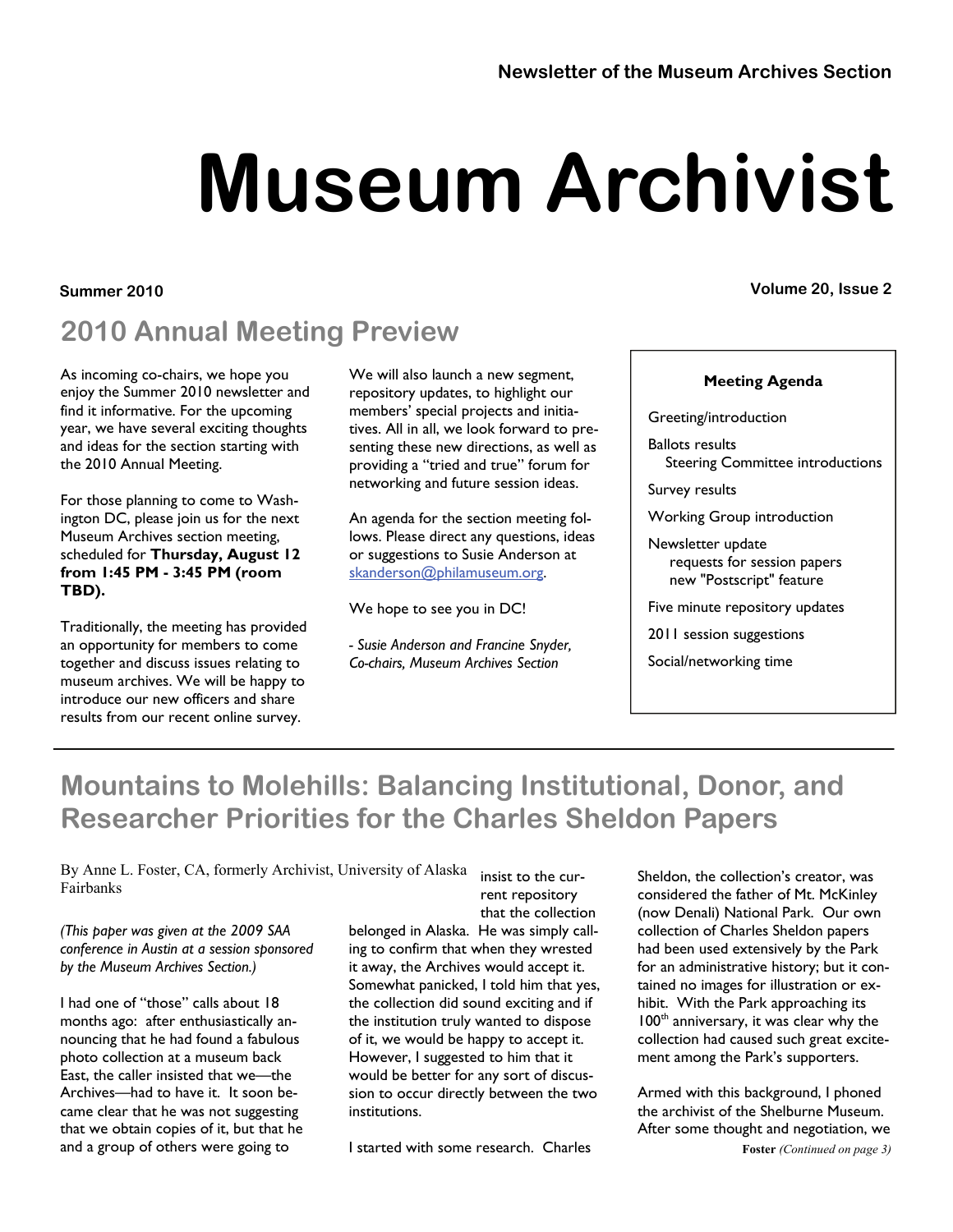Newsletter of the Museum Archives Section

# Museum Archivist

**Summer 2010** **Volume 20, Issue 2**

## 2010 Annual Meeting Preview

As incoming co-chairs, we hope you enjoy the Summer 2010 newsletter and find it informative. For the upcoming year, we have several exciting thoughts and ideas for the section starting with the 2010 Annual Meeting.

For those planning to come to Washington DC, please join us for the next Museum Archives section meeting, scheduled for **Thursday, August 12 from 1:45 PM - 3:45 PM (room TBD).**

Traditionally, the meeting has provided an opportunity for members to come together and discuss issues relating to museum archives. We will be happy to introduce our new officers and share results from our recent online survey.

We will also launch a new segment, repository updates, to highlight our members' special projects and initiatives. All in all, we look forward to presenting these new directions, as well as providing a "tried and true" forum for networking and future session ideas.

An agenda for the section meeting follows. Please direct any questions, ideas or suggestions to Susie Anderson at skanderson@philamuseum.org.

We hope to see you in DC!

*- Susie Anderson and Francine Snyder, Co-chairs, Museum Archives Section*

**Meeting Agenda**

- Greeting/introduction
- Ballots results
  - Steering Committee introductions
- Survey results
- Working Group introduction
- Newsletter update
  - requests for session papers
  - new "Postscript" feature
- Five minute repository updates
- 2011 session suggestions
- Social/networking time

---

## Mountains to Molehills: Balancing Institutional, Donor, and Researcher Priorities for the Charles Sheldon Papers

By Anne L. Foster, CA, formerly Archivist, University of Alaska Fairbanks

*(This paper was given at the 2009 SAA conference in Austin at a session sponsored by the Museum Archives Section.)*

I had one of "those" calls about 18 months ago: after enthusiastically announcing that he had found a fabulous photo collection at a museum back East, the caller insisted that we—the Archives—had to have it. It soon became clear that he was not suggesting that we obtain copies of it, but that he and a group of others were going to insist to the current repository that the collection belonged in Alaska. He was simply calling to confirm that when they wrested it away, the Archives would accept it. Somewhat panicked, I told him that yes, the collection did sound exciting and if the institution truly wanted to dispose of it, we would be happy to accept it. However, I suggested to him that it would be better for any sort of discussion to occur directly between the two institutions.

I started with some research. Charles Sheldon, the collection's creator, was considered the father of Mt. McKinley (now Denali) National Park. Our own collection of Charles Sheldon papers had been used extensively by the Park for an administrative history; but it contained no images for illustration or exhibit. With the Park approaching its 100th anniversary, it was clear why the collection had caused such great excitement among the Park's supporters.

Armed with this background, I phoned the archivist of the Shelburne Museum. After some thought and negotiation, we

**Foster** *(Continued on page 3)*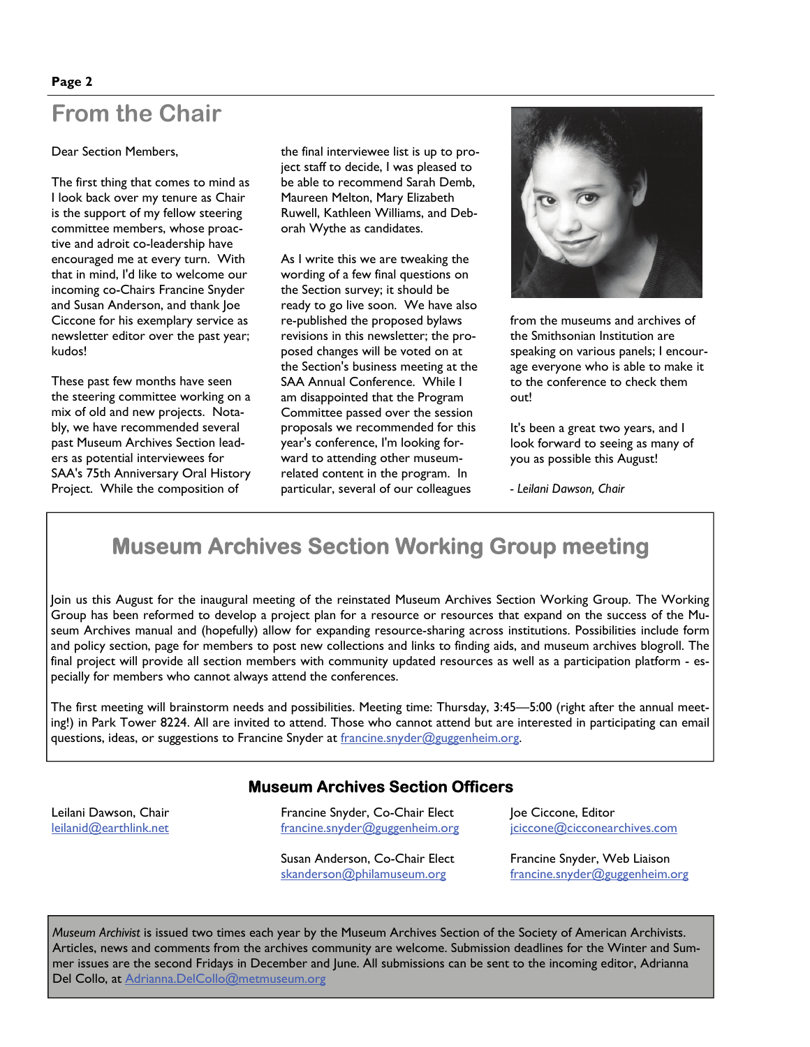# From the Chair

Dear Section Members,

The first thing that comes to mind as I look back over my tenure as Chair is the support of my fellow steering committee members, whose proactive and adroit co-leadership have encouraged me at every turn. With that in mind, I'd like to welcome our incoming co-Chairs Francine Snyder and Susan Anderson, and thank Joe Ciccone for his exemplary service as newsletter editor over the past year; kudos!

These past few months have seen the steering committee working on a mix of old and new projects. Notably, we have recommended several past Museum Archives Section leaders as potential interviewees for SAA's 75th Anniversary Oral History Project. While the composition of the final interviewee list is up to project staff to decide, I was pleased to be able to recommend Sarah Demb, Maureen Melton, Mary Elizabeth Ruwell, Kathleen Williams, and Deborah Wythe as candidates.

As I write this we are tweaking the wording of a few final questions on the Section survey; it should be ready to go live soon. We have also re-published the proposed bylaws revisions in this newsletter; the proposed changes will be voted on at the Section's business meeting at the SAA Annual Conference. While I am disappointed that the Program Committee passed over the session proposals we recommended for this year's conference, I'm looking forward to attending other museum-related content in the program. In particular, several of our colleagues from the museums and archives of the Smithsonian Institution are speaking on various panels; I encourage everyone who is able to make it to the conference to check them out!

It's been a great two years, and I look forward to seeing as many of you as possible this August!

*- Leilani Dawson, Chair*

## Museum Archives Section Working Group meeting

Join us this August for the inaugural meeting of the reinstated Museum Archives Section Working Group. The Working Group has been reformed to develop a project plan for a resource or resources that expand on the success of the Museum Archives manual and (hopefully) allow for expanding resource-sharing across institutions. Possibilities include form and policy section, page for members to post new collections and links to finding aids, and museum archives blogroll. The final project will provide all section members with community updated resources as well as a participation platform - especially for members who cannot always attend the conferences.

The first meeting will brainstorm needs and possibilities. Meeting time: Thursday, 3:45—5:00 (right after the annual meeting!) in Park Tower 8224. All are invited to attend. Those who cannot attend but are interested in participating can email questions, ideas, or suggestions to Francine Snyder at francine.snyder@guggenheim.org.

### Museum Archives Section Officers

Leilani Dawson, Chair
leilanid@earthlink.net

Francine Snyder, Co-Chair Elect
francine.snyder@guggenheim.org

Susan Anderson, Co-Chair Elect
skanderson@philamuseum.org

Joe Ciccone, Editor
jciccone@cicconearchives.com

Francine Snyder, Web Liaison
francine.snyder@guggenheim.org

*Museum Archivist* is issued two times each year by the Museum Archives Section of the Society of American Archivists. Articles, news and comments from the archives community are welcome. Submission deadlines for the Winter and Summer issues are the second Fridays in December and June. All submissions can be sent to the incoming editor, Adrianna Del Collo, at Adrianna.DelCollo@metmuseum.org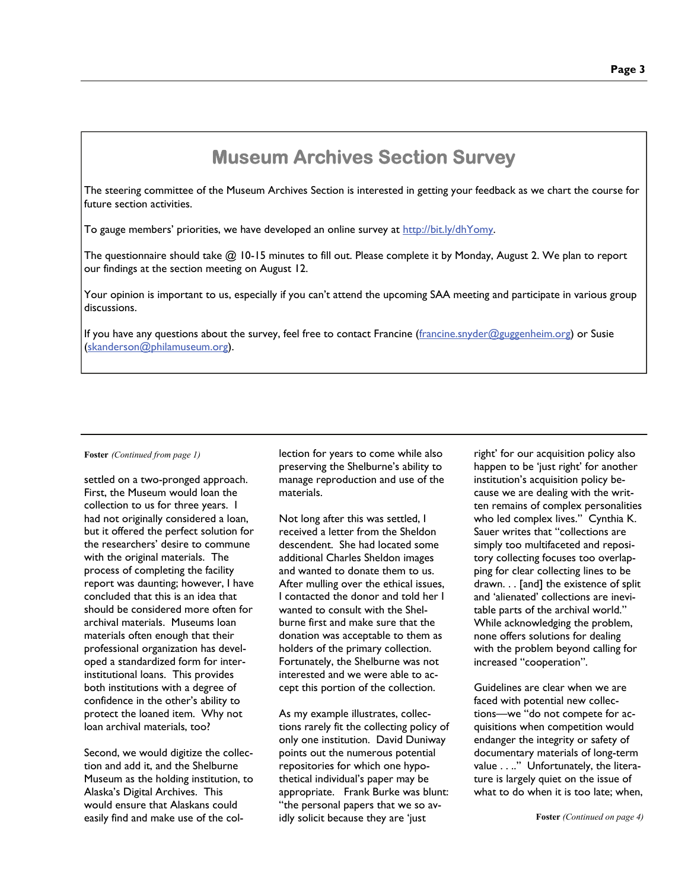## Museum Archives Section Survey

The steering committee of the Museum Archives Section is interested in getting your feedback as we chart the course for future section activities.

To gauge members' priorities, we have developed an online survey at http://bit.ly/dhYomy.

The questionnaire should take @ 10-15 minutes to fill out. Please complete it by Monday, August 2. We plan to report our findings at the section meeting on August 12.

Your opinion is important to us, especially if you can't attend the upcoming SAA meeting and participate in various group discussions.

If you have any questions about the survey, feel free to contact Francine (francine.snyder@guggenheim.org) or Susie (skanderson@philamuseum.org).

---

**Foster** *(Continued from page 1)*

settled on a two-pronged approach. First, the Museum would loan the collection to us for three years. I had not originally considered a loan, but it offered the perfect solution for the researchers' desire to commune with the original materials. The process of completing the facility report was daunting; however, I have concluded that this is an idea that should be considered more often for archival materials. Museums loan materials often enough that their professional organization has developed a standardized form for inter-institutional loans. This provides both institutions with a degree of confidence in the other's ability to protect the loaned item. Why not loan archival materials, too?

Second, we would digitize the collection and add it, and the Shelburne Museum as the holding institution, to Alaska's Digital Archives. This would ensure that Alaskans could easily find and make use of the collection for years to come while also preserving the Shelburne's ability to manage reproduction and use of the materials.

Not long after this was settled, I received a letter from the Sheldon descendent. She had located some additional Charles Sheldon images and wanted to donate them to us. After mulling over the ethical issues, I contacted the donor and told her I wanted to consult with the Shelburne first and make sure that the donation was acceptable to them as holders of the primary collection. Fortunately, the Shelburne was not interested and we were able to accept this portion of the collection.

As my example illustrates, collections rarely fit the collecting policy of only one institution. David Duniway points out the numerous potential repositories for which one hypothetical individual's paper may be appropriate. Frank Burke was blunt: "the personal papers that we so avidly solicit because they are 'just right' for our acquisition policy also happen to be 'just right' for another institution's acquisition policy because we are dealing with the written remains of complex personalities who led complex lives." Cynthia K. Sauer writes that "collections are simply too multifaceted and repository collecting focuses too overlapping for clear collecting lines to be drawn. . . [and] the existence of split and 'alienated' collections are inevitable parts of the archival world." While acknowledging the problem, none offers solutions for dealing with the problem beyond calling for increased "cooperation".

Guidelines are clear when we are faced with potential new collections—we "do not compete for acquisitions when competition would endanger the integrity or safety of documentary materials of long-term value . . .." Unfortunately, the literature is largely quiet on the issue of what to do when it is too late; when,

**Foster** *(Continued on page 4)*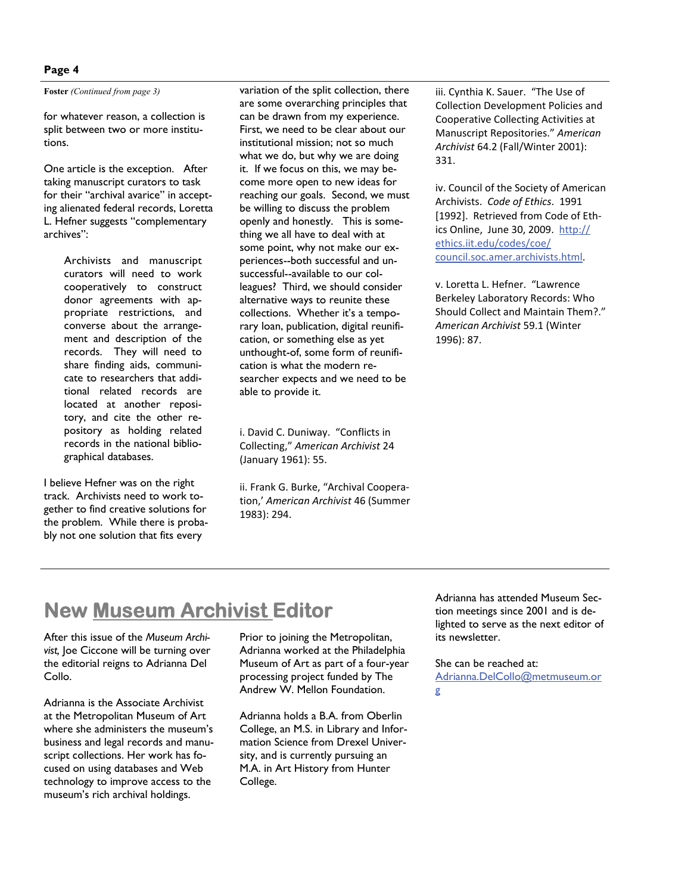**Foster** *(Continued from page 3)*

for whatever reason, a collection is split between two or more institutions.

One article is the exception. After taking manuscript curators to task for their "archival avarice" in accepting alienated federal records, Loretta L. Hefner suggests "complementary archives":

> Archivists and manuscript curators will need to work cooperatively to construct donor agreements with appropriate restrictions, and converse about the arrangement and description of the records. They will need to share finding aids, communicate to researchers that additional related records are located at another repository, and cite the other repository as holding related records in the national bibliographical databases.

I believe Hefner was on the right track. Archivists need to work together to find creative solutions for the problem. While there is probably not one solution that fits every variation of the split collection, there are some overarching principles that can be drawn from my experience. First, we need to be clear about our institutional mission; not so much what we do, but why we are doing it. If we focus on this, we may become more open to new ideas for reaching our goals. Second, we must be willing to discuss the problem openly and honestly. This is something we all have to deal with at some point, why not make our experiences--both successful and unsuccessful--available to our colleagues? Third, we should consider alternative ways to reunite these collections. Whether it's a temporary loan, publication, digital reunification, or something else as yet unthought-of, some form of reunification is what the modern researcher expects and we need to be able to provide it.

i. David C. Duniway. "Conflicts in Collecting," *American Archivist* 24 (January 1961): 55.

ii. Frank G. Burke, "Archival Cooperation,' *American Archivist* 46 (Summer 1983): 294.

iii. Cynthia K. Sauer. "The Use of Collection Development Policies and Cooperative Collecting Activities at Manuscript Repositories." *American Archivist* 64.2 (Fall/Winter 2001): 331.

iv. Council of the Society of American Archivists. *Code of Ethics*. 1991 [1992]. Retrieved from Code of Ethics Online, June 30, 2009. http://ethics.iit.edu/codes/coe/council.soc.amer.archivists.html.

v. Loretta L. Hefner. "Lawrence Berkeley Laboratory Records: Who Should Collect and Maintain Them?." *American Archivist* 59.1 (Winter 1996): 87.

## New *Museum Archivist* Editor

After this issue of the *Museum Archivist,* Joe Ciccone will be turning over the editorial reigns to Adrianna Del Collo.

Adrianna is the Associate Archivist at the Metropolitan Museum of Art where she administers the museum's business and legal records and manuscript collections. Her work has focused on using databases and Web technology to improve access to the museum's rich archival holdings.

Prior to joining the Metropolitan, Adrianna worked at the Philadelphia Museum of Art as part of a four-year processing project funded by The Andrew W. Mellon Foundation.

Adrianna holds a B.A. from Oberlin College, an M.S. in Library and Information Science from Drexel University, and is currently pursuing an M.A. in Art History from Hunter College.

Adrianna has attended Museum Section meetings since 2001 and is delighted to serve as the next editor of its newsletter.

She can be reached at: Adrianna.DelCollo@metmuseum.org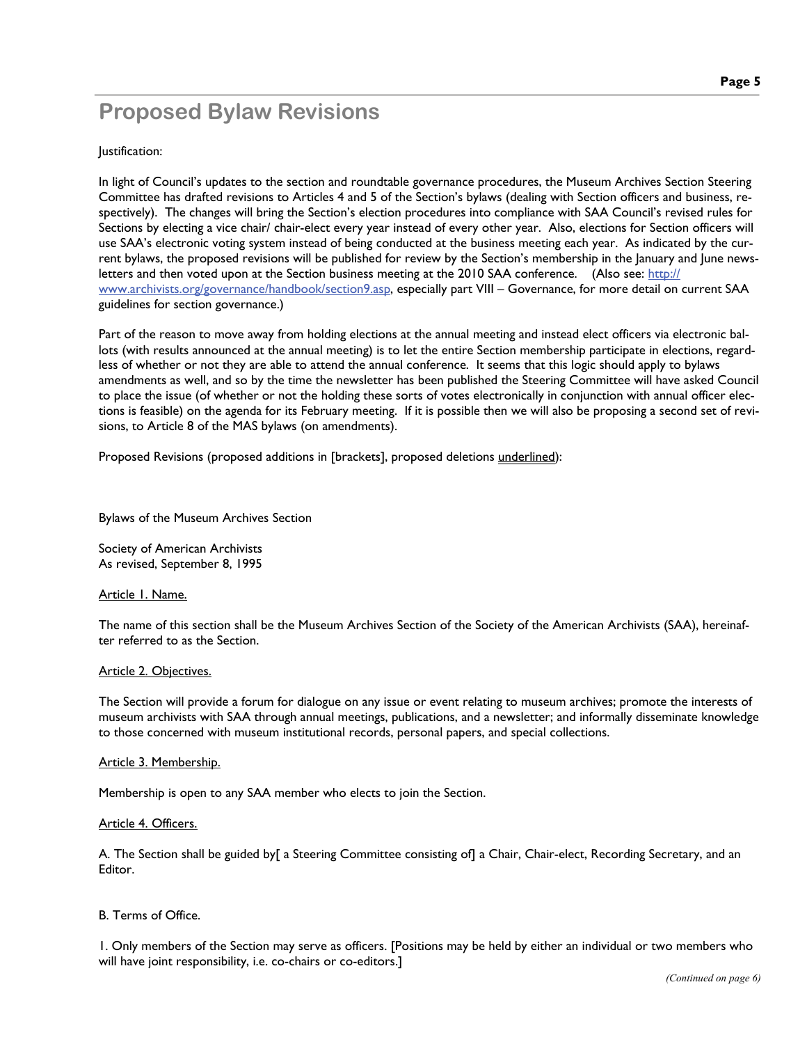# Proposed Bylaw Revisions

Justification:

In light of Council's updates to the section and roundtable governance procedures, the Museum Archives Section Steering Committee has drafted revisions to Articles 4 and 5 of the Section's bylaws (dealing with Section officers and business, respectively). The changes will bring the Section's election procedures into compliance with SAA Council's revised rules for Sections by electing a vice chair/ chair-elect every year instead of every other year. Also, elections for Section officers will use SAA's electronic voting system instead of being conducted at the business meeting each year. As indicated by the current bylaws, the proposed revisions will be published for review by the Section's membership in the January and June newsletters and then voted upon at the Section business meeting at the 2010 SAA conference. (Also see: http://www.archivists.org/governance/handbook/section9.asp, especially part VIII – Governance, for more detail on current SAA guidelines for section governance.)

Part of the reason to move away from holding elections at the annual meeting and instead elect officers via electronic ballots (with results announced at the annual meeting) is to let the entire Section membership participate in elections, regardless of whether or not they are able to attend the annual conference. It seems that this logic should apply to bylaws amendments as well, and so by the time the newsletter has been published the Steering Committee will have asked Council to place the issue (of whether or not the holding these sorts of votes electronically in conjunction with annual officer elections is feasible) on the agenda for its February meeting. If it is possible then we will also be proposing a second set of revisions, to Article 8 of the MAS bylaws (on amendments).

Proposed Revisions (proposed additions in [brackets], proposed deletions <u>underlined</u>):

Bylaws of the Museum Archives Section

Society of American Archivists
As revised, September 8, 1995

<u>Article 1. Name.</u>

The name of this section shall be the Museum Archives Section of the Society of the American Archivists (SAA), hereinafter referred to as the Section.

<u>Article 2. Objectives.</u>

The Section will provide a forum for dialogue on any issue or event relating to museum archives; promote the interests of museum archivists with SAA through annual meetings, publications, and a newsletter; and informally disseminate knowledge to those concerned with museum institutional records, personal papers, and special collections.

<u>Article 3. Membership.</u>

Membership is open to any SAA member who elects to join the Section.

<u>Article 4. Officers.</u>

A. The Section shall be guided by[ a Steering Committee consisting of] a Chair, Chair-elect, Recording Secretary, and an Editor.

B. Terms of Office.

1. Only members of the Section may serve as officers. [Positions may be held by either an individual or two members who will have joint responsibility, i.e. co-chairs or co-editors.]

*(Continued on page 6)*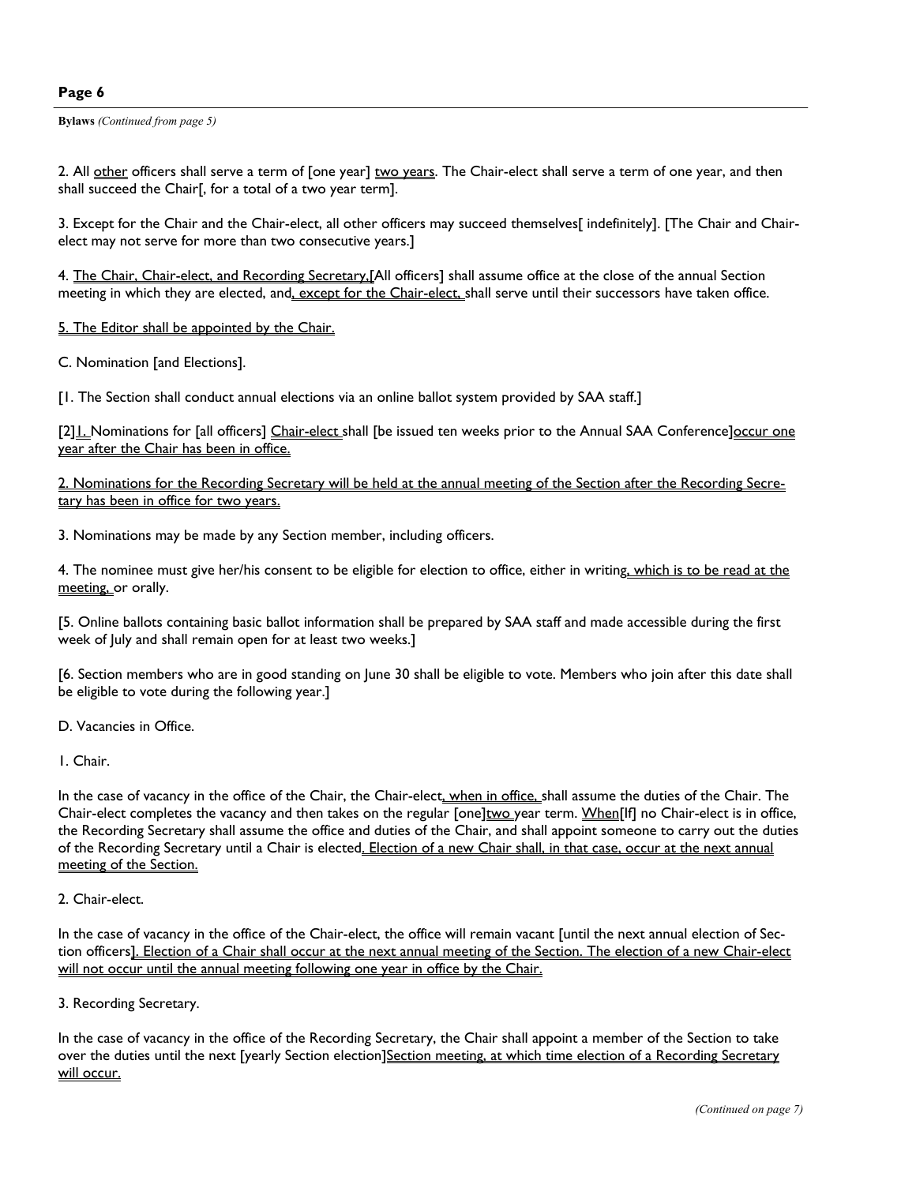**Bylaws** *(Continued from page 5)*

2. All <u>other</u> officers shall serve a term of [one year] <u>two years</u>. The Chair-elect shall serve a term of one year, and then shall succeed the Chair[, for a total of a two year term].

3. Except for the Chair and the Chair-elect, all other officers may succeed themselves[ indefinitely]. [The Chair and Chair-elect may not serve for more than two consecutive years.]

4. <u>The Chair, Chair-elect, and Recording Secretary,</u>[All officers] shall assume office at the close of the annual Section meeting in which they are elected, and<u>, except for the Chair-elect,</u> shall serve until their successors have taken office.

<u>5. The Editor shall be appointed by the Chair.</u>

C. Nomination [and Elections].

[1. The Section shall conduct annual elections via an online ballot system provided by SAA staff.]

[2]<u>1.</u> Nominations for [all officers] <u>Chair-elect</u> shall [be issued ten weeks prior to the Annual SAA Conference]<u>occur one year after the Chair has been in office.</u>

<u>2. Nominations for the Recording Secretary will be held at the annual meeting of the Section after the Recording Secretary has been in office for two years.</u>

3. Nominations may be made by any Section member, including officers.

4. The nominee must give her/his consent to be eligible for election to office, either in writing<u>, which is to be read at the meeting,</u> or orally.

[5. Online ballots containing basic ballot information shall be prepared by SAA staff and made accessible during the first week of July and shall remain open for at least two weeks.]

[6. Section members who are in good standing on June 30 shall be eligible to vote. Members who join after this date shall be eligible to vote during the following year.]

D. Vacancies in Office.

1. Chair.

In the case of vacancy in the office of the Chair, the Chair-elect<u>, when in office,</u> shall assume the duties of the Chair. The Chair-elect completes the vacancy and then takes on the regular [one]<u>two</u> year term. <u>When</u>[If] no Chair-elect is in office, the Recording Secretary shall assume the office and duties of the Chair, and shall appoint someone to carry out the duties of the Recording Secretary until a Chair is elected<u>. Election of a new Chair shall, in that case, occur at the next annual meeting of the Section.</u>

2. Chair-elect.

In the case of vacancy in the office of the Chair-elect, the office will remain vacant [until the next annual election of Section officers]<u>. Election of a Chair shall occur at the next annual meeting of the Section. The election of a new Chair-elect will not occur until the annual meeting following one year in office by the Chair.</u>

3. Recording Secretary.

In the case of vacancy in the office of the Recording Secretary, the Chair shall appoint a member of the Section to take over the duties until the next [yearly Section election]<u>Section meeting, at which time election of a Recording Secretary will occur.</u>

*(Continued on page 7)*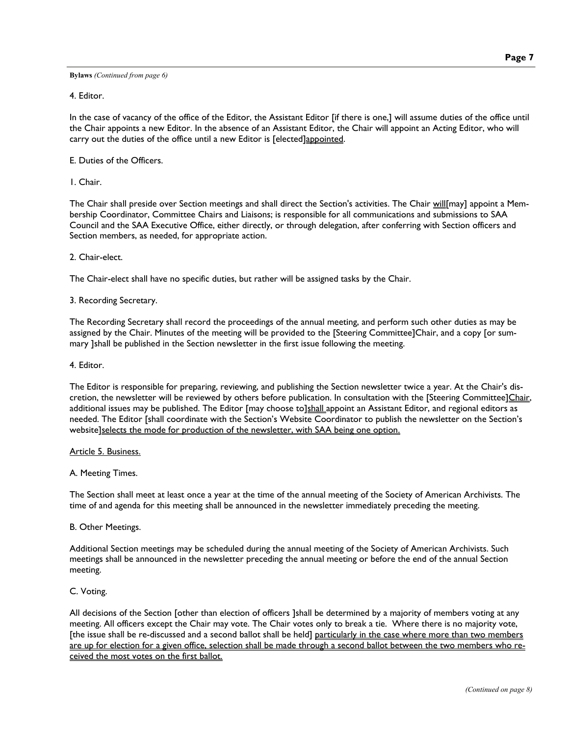**Bylaws** *(Continued from page 6)*

4. Editor.

In the case of vacancy of the office of the Editor, the Assistant Editor [if there is one,] will assume duties of the office until the Chair appoints a new Editor. In the absence of an Assistant Editor, the Chair will appoint an Acting Editor, who will carry out the duties of the office until a new Editor is [elected]<u>appointed</u>.

E. Duties of the Officers.

1. Chair.

The Chair shall preside over Section meetings and shall direct the Section's activities. The Chair <u>will</u>[may] appoint a Membership Coordinator, Committee Chairs and Liaisons; is responsible for all communications and submissions to SAA Council and the SAA Executive Office, either directly, or through delegation, after conferring with Section officers and Section members, as needed, for appropriate action.

2. Chair-elect.

The Chair-elect shall have no specific duties, but rather will be assigned tasks by the Chair.

3. Recording Secretary.

The Recording Secretary shall record the proceedings of the annual meeting, and perform such other duties as may be assigned by the Chair. Minutes of the meeting will be provided to the [Steering Committee]Chair, and a copy [or summary ]shall be published in the Section newsletter in the first issue following the meeting.

4. Editor.

The Editor is responsible for preparing, reviewing, and publishing the Section newsletter twice a year. At the Chair's discretion, the newsletter will be reviewed by others before publication. In consultation with the [Steering Committee]<u>Chair</u>, additional issues may be published. The Editor [may choose to]<u>shall</u> appoint an Assistant Editor, and regional editors as needed. The Editor [shall coordinate with the Section's Website Coordinator to publish the newsletter on the Section's website]<u>selects the mode for production of the newsletter, with SAA being one option.</u>

<u>Article 5. Business.</u>

A. Meeting Times.

The Section shall meet at least once a year at the time of the annual meeting of the Society of American Archivists. The time of and agenda for this meeting shall be announced in the newsletter immediately preceding the meeting.

B. Other Meetings.

Additional Section meetings may be scheduled during the annual meeting of the Society of American Archivists. Such meetings shall be announced in the newsletter preceding the annual meeting or before the end of the annual Section meeting.

C. Voting.

All decisions of the Section [other than election of officers ]shall be determined by a majority of members voting at any meeting. All officers except the Chair may vote. The Chair votes only to break a tie. Where there is no majority vote, [the issue shall be re-discussed and a second ballot shall be held] <u>particularly in the case where more than two members are up for election for a given office, selection shall be made through a second ballot between the two members who received the most votes on the first ballot.</u>

*(Continued on page 8)*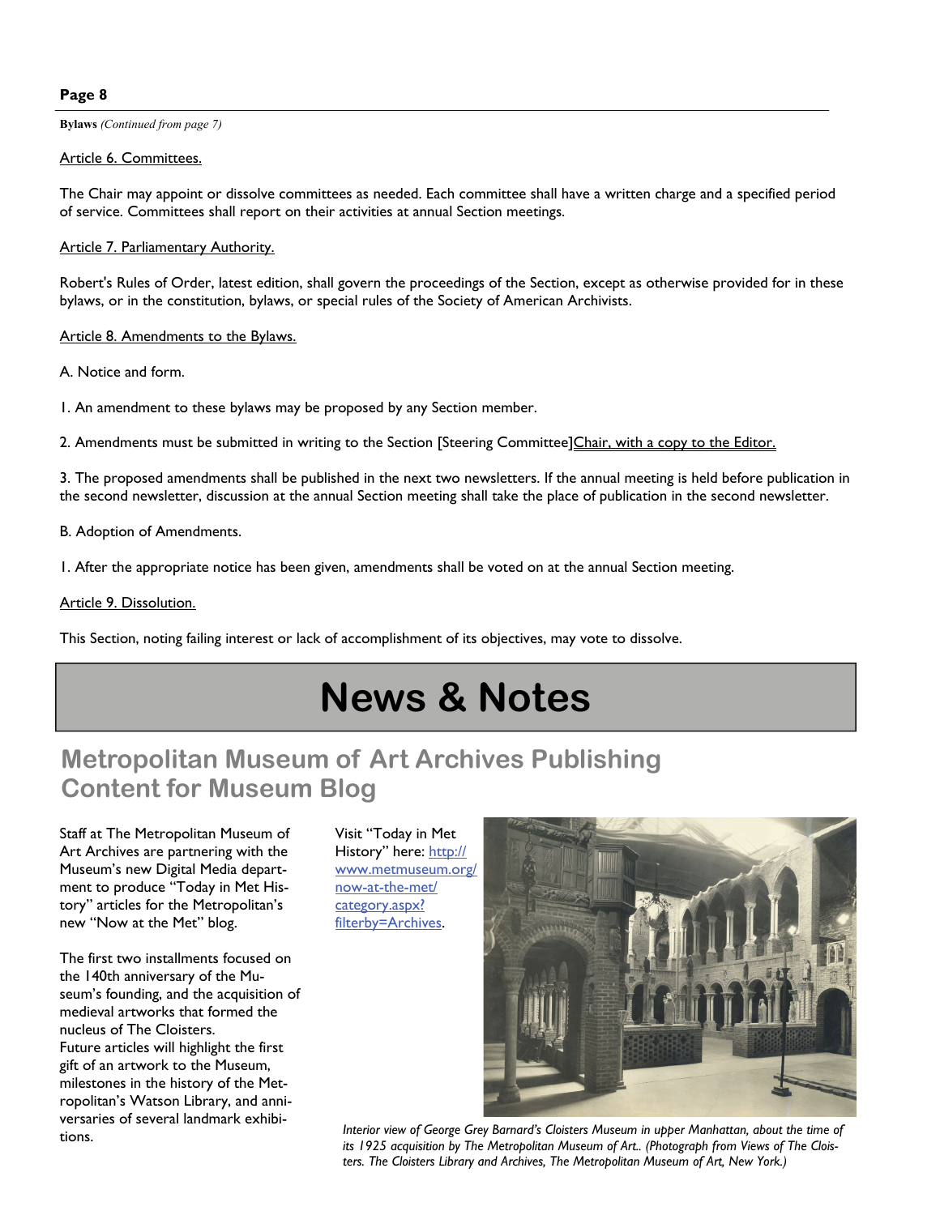**Bylaws** *(Continued from page 7)*

Article 6. Committees.

The Chair may appoint or dissolve committees as needed. Each committee shall have a written charge and a specified period of service. Committees shall report on their activities at annual Section meetings.

Article 7. Parliamentary Authority.

Robert's Rules of Order, latest edition, shall govern the proceedings of the Section, except as otherwise provided for in these bylaws, or in the constitution, bylaws, or special rules of the Society of American Archivists.

Article 8. Amendments to the Bylaws.

A. Notice and form.

1. An amendment to these bylaws may be proposed by any Section member.

2. Amendments must be submitted in writing to the Section [Steering Committee]Chair, with a copy to the Editor.

3. The proposed amendments shall be published in the next two newsletters. If the annual meeting is held before publication in the second newsletter, discussion at the annual Section meeting shall take the place of publication in the second newsletter.

B. Adoption of Amendments.

1. After the appropriate notice has been given, amendments shall be voted on at the annual Section meeting.

Article 9. Dissolution.

This Section, noting failing interest or lack of accomplishment of its objectives, may vote to dissolve.

# News & Notes

## Metropolitan Museum of Art Archives Publishing Content for Museum Blog

Staff at The Metropolitan Museum of Art Archives are partnering with the Museum's new Digital Media department to produce "Today in Met History" articles for the Metropolitan's new "Now at the Met" blog.

The first two installments focused on the 140th anniversary of the Museum's founding, and the acquisition of medieval artworks that formed the nucleus of The Cloisters. Future articles will highlight the first gift of an artwork to the Museum, milestones in the history of the Metropolitan's Watson Library, and anniversaries of several landmark exhibitions.

Visit "Today in Met History" here: http://www.metmuseum.org/now-at-the-met/category.aspx?filterby=Archives.

*Interior view of George Grey Barnard's Cloisters Museum in upper Manhattan, about the time of its 1925 acquisition by The Metropolitan Museum of Art.. (Photograph from Views of The Cloisters. The Cloisters Library and Archives, The Metropolitan Museum of Art, New York.)*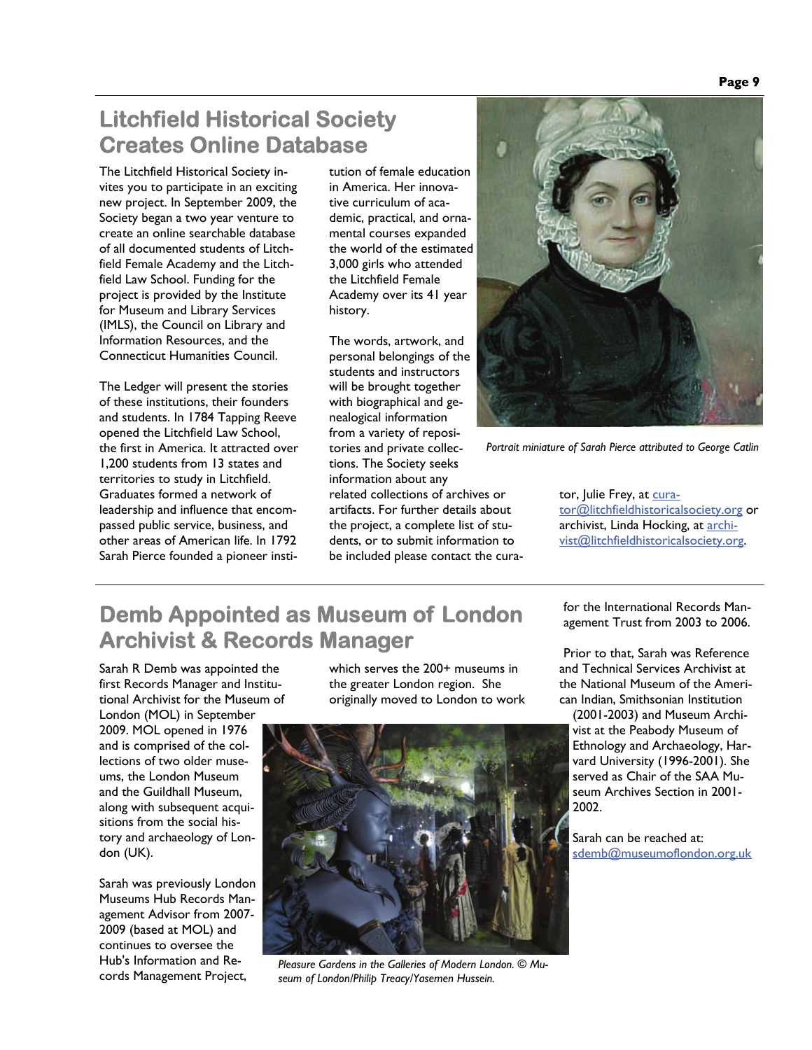## Litchfield Historical Society Creates Online Database

The Litchfield Historical Society invites you to participate in an exciting new project. In September 2009, the Society began a two year venture to create an online searchable database of all documented students of Litchfield Female Academy and the Litchfield Law School. Funding for the project is provided by the Institute for Museum and Library Services (IMLS), the Council on Library and Information Resources, and the Connecticut Humanities Council.

The Ledger will present the stories of these institutions, their founders and students. In 1784 Tapping Reeve opened the Litchfield Law School, the first in America. It attracted over 1,200 students from 13 states and territories to study in Litchfield. Graduates formed a network of leadership and influence that encompassed public service, business, and other areas of American life. In 1792 Sarah Pierce founded a pioneer institution of female education in America. Her innovative curriculum of academic, practical, and ornamental courses expanded the world of the estimated 3,000 girls who attended the Litchfield Female Academy over its 41 year history.

The words, artwork, and personal belongings of the students and instructors will be brought together with biographical and genealogical information from a variety of repositories and private collections. The Society seeks information about any related collections of archives or artifacts. For further details about the project, a complete list of students, or to submit information to be included please contact the curator, Julie Frey, at curator@litchfieldhistoricalsociety.org or archivist, Linda Hocking, at archivist@litchfieldhistoricalsociety.org.

*Portrait miniature of Sarah Pierce attributed to George Catlin*

## Demb Appointed as Museum of London Archivist & Records Manager

Sarah R Demb was appointed the first Records Manager and Institutional Archivist for the Museum of London (MOL) in September 2009. MOL opened in 1976 and is comprised of the collections of two older museums, the London Museum and the Guildhall Museum, along with subsequent acquisitions from the social history and archaeology of London (UK).

Sarah was previously London Museums Hub Records Management Advisor from 2007-2009 (based at MOL) and continues to oversee the Hub's Information and Records Management Project, which serves the 200+ museums in the greater London region. She originally moved to London to work for the International Records Management Trust from 2003 to 2006.

Prior to that, Sarah was Reference and Technical Services Archivist at the National Museum of the American Indian, Smithsonian Institution (2001-2003) and Museum Archivist at the Peabody Museum of Ethnology and Archaeology, Harvard University (1996-2001). She served as Chair of the SAA Museum Archives Section in 2001-2002.

Sarah can be reached at: sdemb@museumoflondon.org.uk

*Pleasure Gardens in the Galleries of Modern London. © Museum of London/Philip Treacy/Yasemen Hussein.*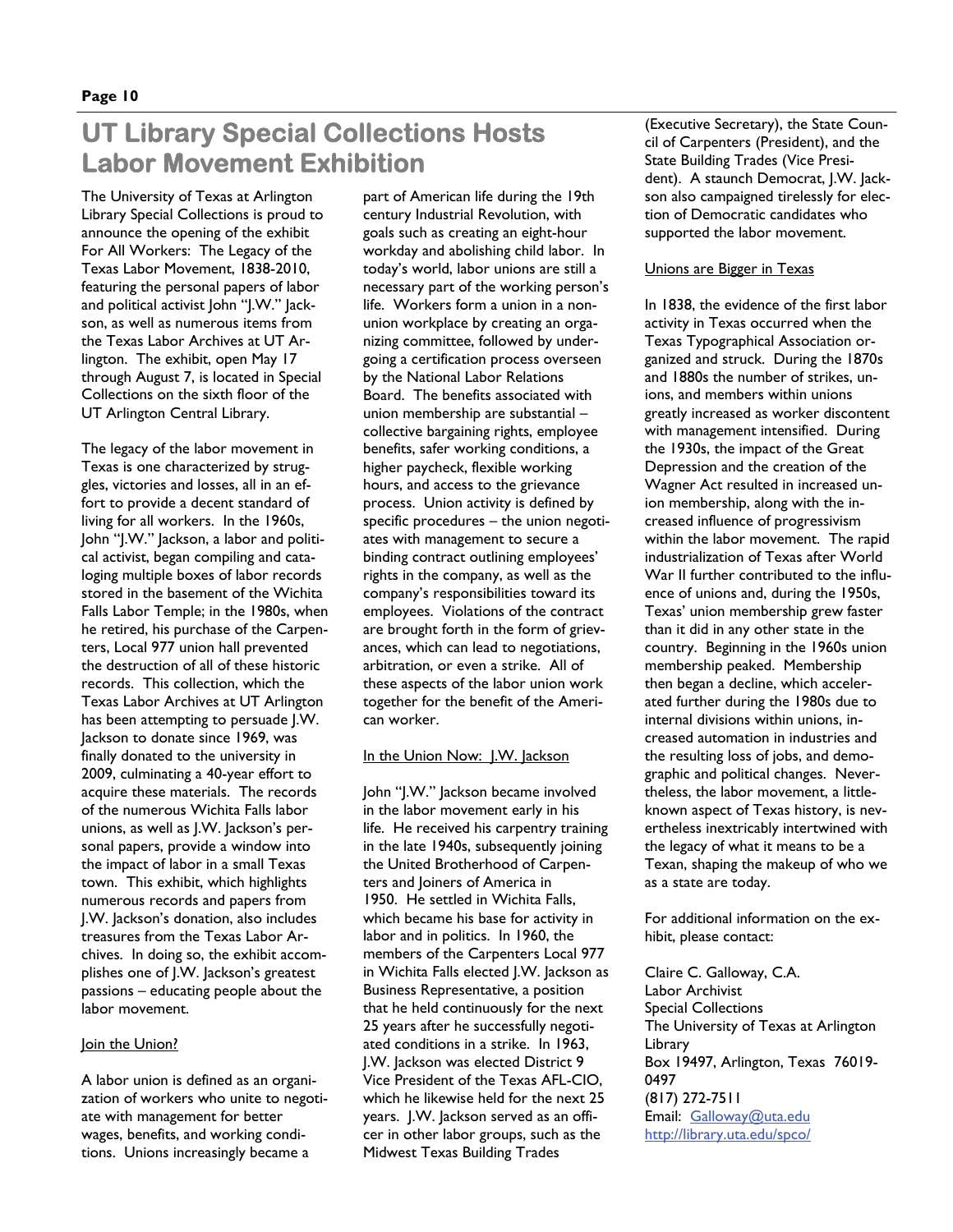# UT Library Special Collections Hosts Labor Movement Exhibition

The University of Texas at Arlington Library Special Collections is proud to announce the opening of the exhibit For All Workers: The Legacy of the Texas Labor Movement, 1838-2010, featuring the personal papers of labor and political activist John "J.W." Jackson, as well as numerous items from the Texas Labor Archives at UT Arlington. The exhibit, open May 17 through August 7, is located in Special Collections on the sixth floor of the UT Arlington Central Library.

The legacy of the labor movement in Texas is one characterized by struggles, victories and losses, all in an effort to provide a decent standard of living for all workers. In the 1960s, John "J.W." Jackson, a labor and political activist, began compiling and cataloging multiple boxes of labor records stored in the basement of the Wichita Falls Labor Temple; in the 1980s, when he retired, his purchase of the Carpenters, Local 977 union hall prevented the destruction of all of these historic records. This collection, which the Texas Labor Archives at UT Arlington has been attempting to persuade J.W. Jackson to donate since 1969, was finally donated to the university in 2009, culminating a 40-year effort to acquire these materials. The records of the numerous Wichita Falls labor unions, as well as J.W. Jackson's personal papers, provide a window into the impact of labor in a small Texas town. This exhibit, which highlights numerous records and papers from J.W. Jackson's donation, also includes treasures from the Texas Labor Archives. In doing so, the exhibit accomplishes one of J.W. Jackson's greatest passions – educating people about the labor movement.

## Join the Union?

A labor union is defined as an organization of workers who unite to negotiate with management for better wages, benefits, and working conditions. Unions increasingly became a part of American life during the 19th century Industrial Revolution, with goals such as creating an eight-hour workday and abolishing child labor. In today's world, labor unions are still a necessary part of the working person's life. Workers form a union in a non-union workplace by creating an organizing committee, followed by undergoing a certification process overseen by the National Labor Relations Board. The benefits associated with union membership are substantial – collective bargaining rights, employee benefits, safer working conditions, a higher paycheck, flexible working hours, and access to the grievance process. Union activity is defined by specific procedures – the union negotiates with management to secure a binding contract outlining employees' rights in the company, as well as the company's responsibilities toward its employees. Violations of the contract are brought forth in the form of grievances, which can lead to negotiations, arbitration, or even a strike. All of these aspects of the labor union work together for the benefit of the American worker.

## In the Union Now: J.W. Jackson

John "J.W." Jackson became involved in the labor movement early in his life. He received his carpentry training in the late 1940s, subsequently joining the United Brotherhood of Carpenters and Joiners of America in 1950. He settled in Wichita Falls, which became his base for activity in labor and in politics. In 1960, the members of the Carpenters Local 977 in Wichita Falls elected J.W. Jackson as Business Representative, a position that he held continuously for the next 25 years after he successfully negotiated conditions in a strike. In 1963, J.W. Jackson was elected District 9 Vice President of the Texas AFL-CIO, which he likewise held for the next 25 years. J.W. Jackson served as an officer in other labor groups, such as the Midwest Texas Building Trades (Executive Secretary), the State Council of Carpenters (President), and the State Building Trades (Vice President). A staunch Democrat, J.W. Jackson also campaigned tirelessly for election of Democratic candidates who supported the labor movement.

## Unions are Bigger in Texas

In 1838, the evidence of the first labor activity in Texas occurred when the Texas Typographical Association organized and struck. During the 1870s and 1880s the number of strikes, unions, and members within unions greatly increased as worker discontent with management intensified. During the 1930s, the impact of the Great Depression and the creation of the Wagner Act resulted in increased union membership, along with the increased influence of progressivism within the labor movement. The rapid industrialization of Texas after World War II further contributed to the influence of unions and, during the 1950s, Texas' union membership grew faster than it did in any other state in the country. Beginning in the 1960s union membership peaked. Membership then began a decline, which accelerated further during the 1980s due to internal divisions within unions, increased automation in industries and the resulting loss of jobs, and demographic and political changes. Nevertheless, the labor movement, a little-known aspect of Texas history, is nevertheless inextricably intertwined with the legacy of what it means to be a Texan, shaping the makeup of who we as a state are today.

For additional information on the exhibit, please contact:

Claire C. Galloway, C.A.
Labor Archivist
Special Collections
The University of Texas at Arlington Library
Box 19497, Arlington, Texas 76019-0497
(817) 272-7511
Email: Galloway@uta.edu
http://library.uta.edu/spco/